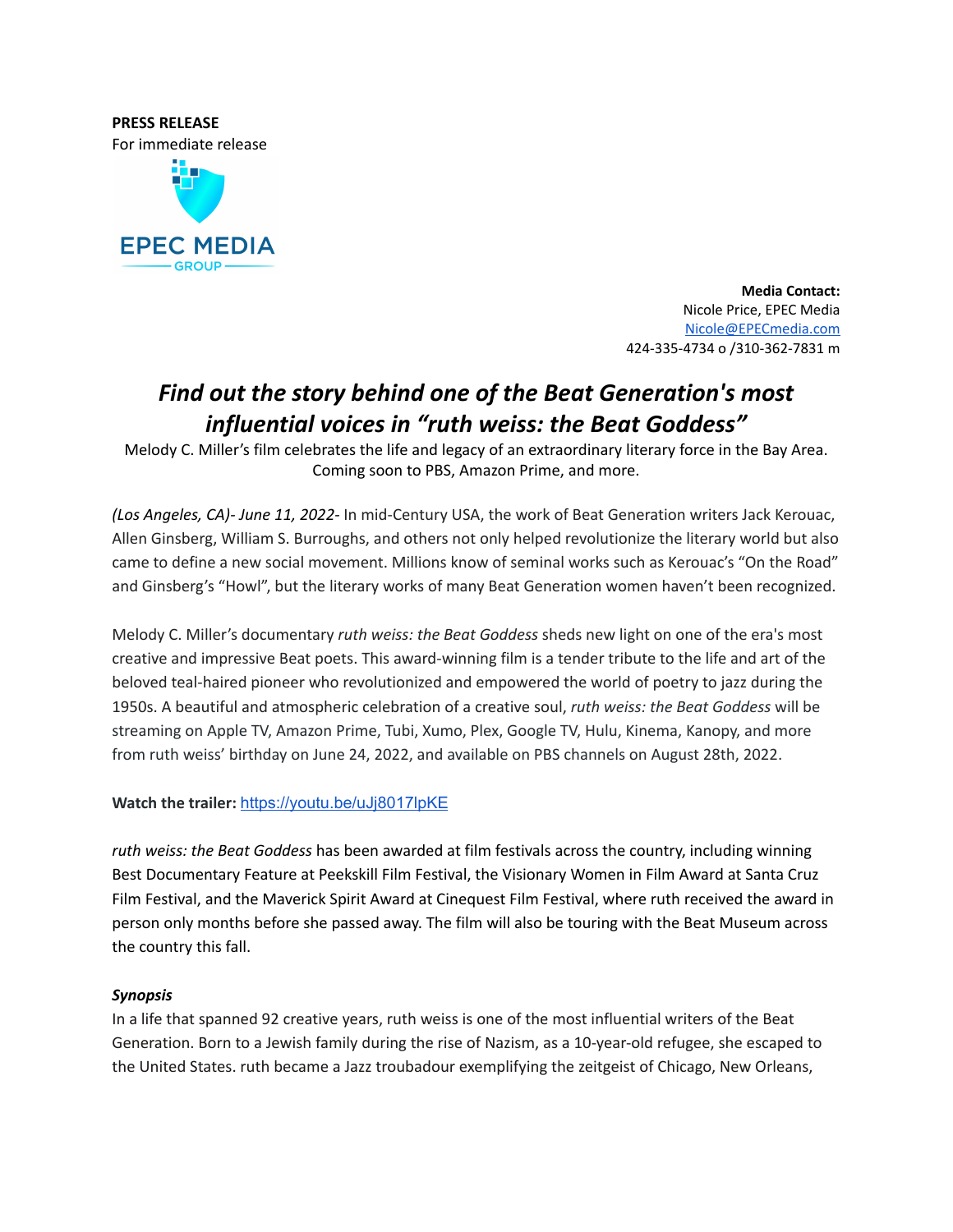**PRESS RELEASE**
For immediate release

EPEC MEDIA GROUP

**Media Contact:**
Nicole Price, EPEC Media
Nicole@EPECmedia.com
424-335-4734 o /310-362-7831 m

# *Find out the story behind one of the Beat Generation's most influential voices in "ruth weiss: the Beat Goddess"*

Melody C. Miller's film celebrates the life and legacy of an extraordinary literary force in the Bay Area. Coming soon to PBS, Amazon Prime, and more.

*(Los Angeles, CA)- June 11, 2022-* In mid-Century USA, the work of Beat Generation writers Jack Kerouac, Allen Ginsberg, William S. Burroughs, and others not only helped revolutionize the literary world but also came to define a new social movement. Millions know of seminal works such as Kerouac's "On the Road" and Ginsberg's "Howl", but the literary works of many Beat Generation women haven't been recognized.

Melody C. Miller's documentary *ruth weiss: the Beat Goddess* sheds new light on one of the era's most creative and impressive Beat poets. This award-winning film is a tender tribute to the life and art of the beloved teal-haired pioneer who revolutionized and empowered the world of poetry to jazz during the 1950s. A beautiful and atmospheric celebration of a creative soul, *ruth weiss: the Beat Goddess* will be streaming on Apple TV, Amazon Prime, Tubi, Xumo, Plex, Google TV, Hulu, Kinema, Kanopy, and more from ruth weiss' birthday on June 24, 2022, and available on PBS channels on August 28th, 2022.

**Watch the trailer:** https://youtu.be/uJj8017lpKE

*ruth weiss: the Beat Goddess* has been awarded at film festivals across the country, including winning Best Documentary Feature at Peekskill Film Festival, the Visionary Women in Film Award at Santa Cruz Film Festival, and the Maverick Spirit Award at Cinequest Film Festival, where ruth received the award in person only months before she passed away. The film will also be touring with the Beat Museum across the country this fall.

***Synopsis***

In a life that spanned 92 creative years, ruth weiss is one of the most influential writers of the Beat Generation. Born to a Jewish family during the rise of Nazism, as a 10-year-old refugee, she escaped to the United States. ruth became a Jazz troubadour exemplifying the zeitgeist of Chicago, New Orleans,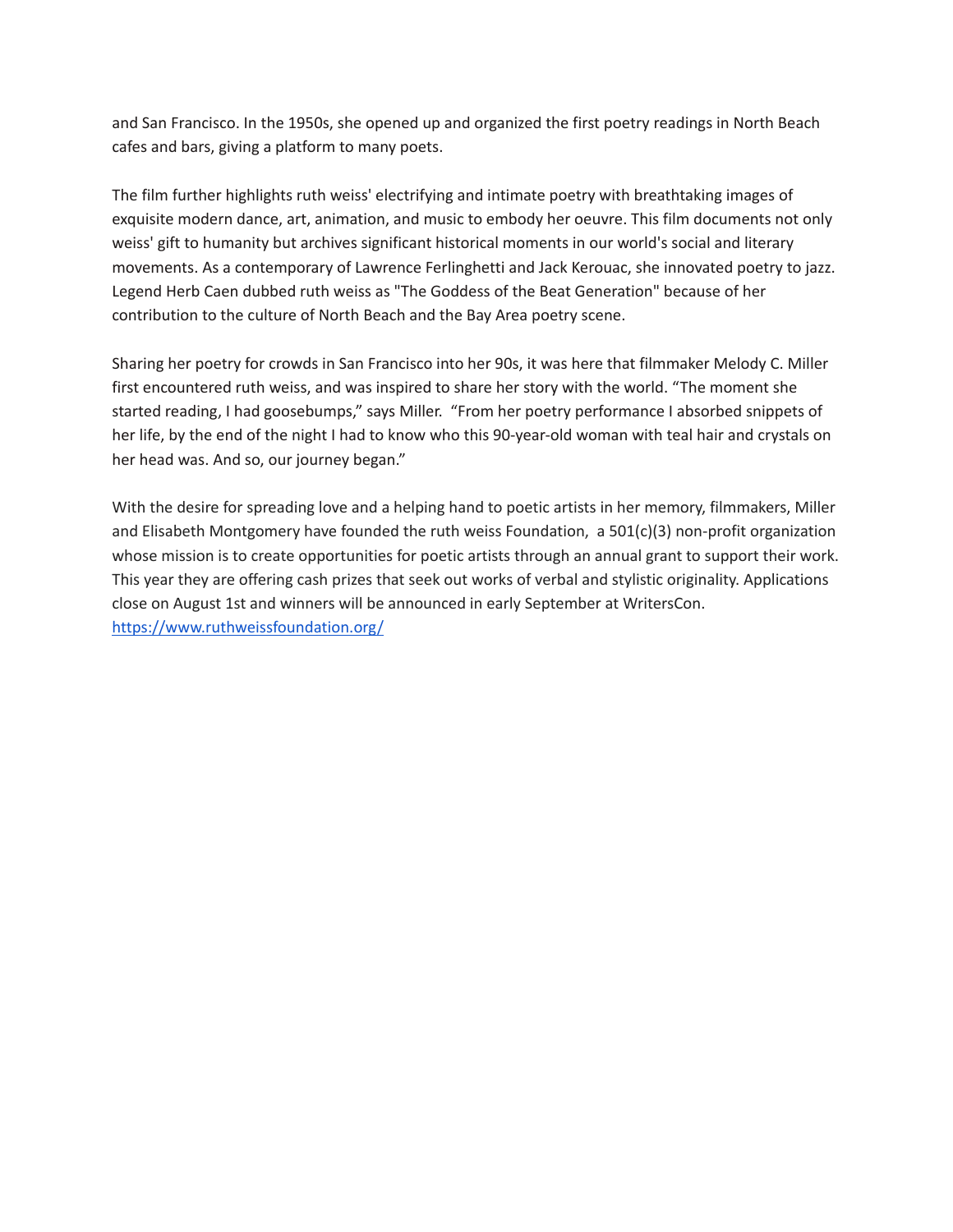and San Francisco. In the 1950s, she opened up and organized the first poetry readings in North Beach cafes and bars, giving a platform to many poets.

The film further highlights ruth weiss' electrifying and intimate poetry with breathtaking images of exquisite modern dance, art, animation, and music to embody her oeuvre. This film documents not only weiss' gift to humanity but archives significant historical moments in our world's social and literary movements. As a contemporary of Lawrence Ferlinghetti and Jack Kerouac, she innovated poetry to jazz. Legend Herb Caen dubbed ruth weiss as "The Goddess of the Beat Generation" because of her contribution to the culture of North Beach and the Bay Area poetry scene.

Sharing her poetry for crowds in San Francisco into her 90s, it was here that filmmaker Melody C. Miller first encountered ruth weiss, and was inspired to share her story with the world. "The moment she started reading, I had goosebumps," says Miller. "From her poetry performance I absorbed snippets of her life, by the end of the night I had to know who this 90-year-old woman with teal hair and crystals on her head was. And so, our journey began."

With the desire for spreading love and a helping hand to poetic artists in her memory, filmmakers, Miller and Elisabeth Montgomery have founded the ruth weiss Foundation, a 501(c)(3) non-profit organization whose mission is to create opportunities for poetic artists through an annual grant to support their work. This year they are offering cash prizes that seek out works of verbal and stylistic originality. Applications close on August 1st and winners will be announced in early September at WritersCon.
[https://www.ruthweissfoundation.org/](https://www.ruthweissfoundation.org/)